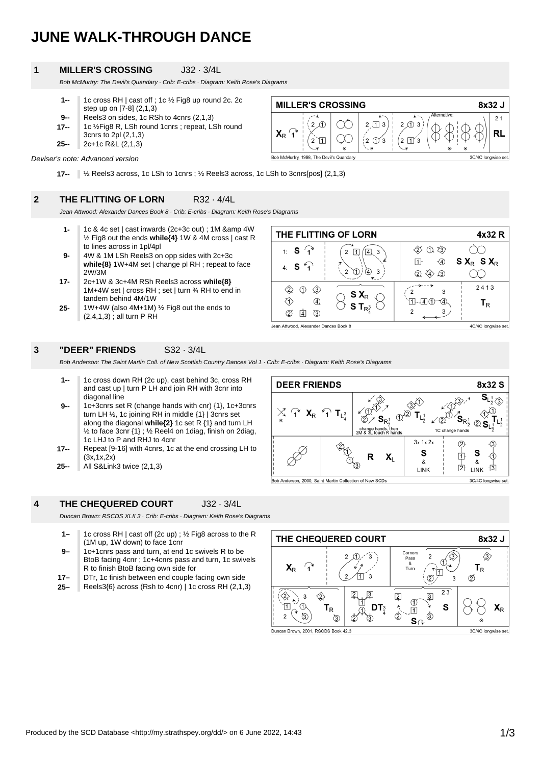# JUNE WALK-THROUGH DANCE

## 1 MILLER'S CROSSING J32 · 3/4L

*Bob McMurtry: The Devil's Quandary · Crib: E-cribs · Diagram: Keith Rose's Diagrams*

- **1--** 1c cross RH | cast off ; 1c ½ Fig8 up round 2c. 2c step up on [7-8] (2,1,3)
- **9--** Reels3 on sides, 1c RSh to 4cnrs (2,1,3)
- **17--** 1c ½Fig8 R, LSh round 1cnrs ; repeat, LSh round 3cnrs to 2pl (2,1,3)
- **25--** 2c+1c R&L (2,1,3)

*Deviser's note: Advanced version*

- **17--** ½ Reels3 across, 1c LSh to 1cnrs ; ½ Reels3 across, 1c LSh to 3cnrs[pos] (2,1,3)

## 2 THE FLITTING OF LORN R32 · 4/4L

*Jean Attwood: Alexander Dances Book 8 · Crib: E-cribs · Diagram: Keith Rose's Diagrams*

- **1-** 1c & 4c set | cast inwards (2c+3c out) ; 1M &amp 4W ½ Fig8 out the ends **while{4}** 1W & 4M cross | cast R to lines across in 1pl/4pl
- **9-** 4W & 1M LSh Reels3 on opp sides with 2c+3c **while{8}** 1W+4M set | change pl RH ; repeat to face 2W/3M
- **17-** 2c+1W & 3c+4M RSh Reels3 across **while{8}** 1M+4W set | cross RH ; set | turn ¾ RH to end in tandem behind 4M/1W
- **25-** 1W+4W (also 4M+1M) ½ Fig8 out the ends to (2,4,1,3) ; all turn P RH

## 3 "DEER" FRIENDS S32 · 3/4L

*Bob Anderson: The Saint Martin Coll. of New Scottish Country Dances Vol 1 · Crib: E-cribs · Diagram: Keith Rose's Diagrams*

- **1--** 1c cross down RH (2c up), cast behind 3c, cross RH and cast up | turn P LH and join RH with 3cnr into diagonal line
- **9--** 1c+3cnrs set R (change hands with cnr) {1}, 1c+3cnrs turn LH ½, 1c joining RH in middle {1} | 3cnrs set along the diagonal **while{2}** 1c set R {1} and turn LH ½ to face 3cnr {1} ; ½ Reel4 on 1diag, finish on 2diag, 1c LHJ to P and RHJ to 4cnr
- **17--** Repeat [9-16] with 4cnrs, 1c at the end crossing LH to (3x,1x,2x)
- **25--** All S&Link3 twice (2,1,3)

## 4 THE CHEQUERED COURT J32 · 3/4L

*Duncan Brown: RSCDS XLII 3 · Crib: E-cribs · Diagram: Keith Rose's Diagrams*

- **1–** 1c cross RH | cast off (2c up) ; ½ Fig8 across to the R (1M up, 1W down) to face 1cnr
- **9–** 1c+1cnrs pass and turn, at end 1c swivels R to be BtoB facing 4cnr ; 1c+4cnrs pass and turn, 1c swivels R to finish BtoB facing own side for
- **17–** DTr, 1c finish between end couple facing own side
- **25–** Reels3{6} across (Rsh to 4cnr) | 1c cross RH (2,1,3)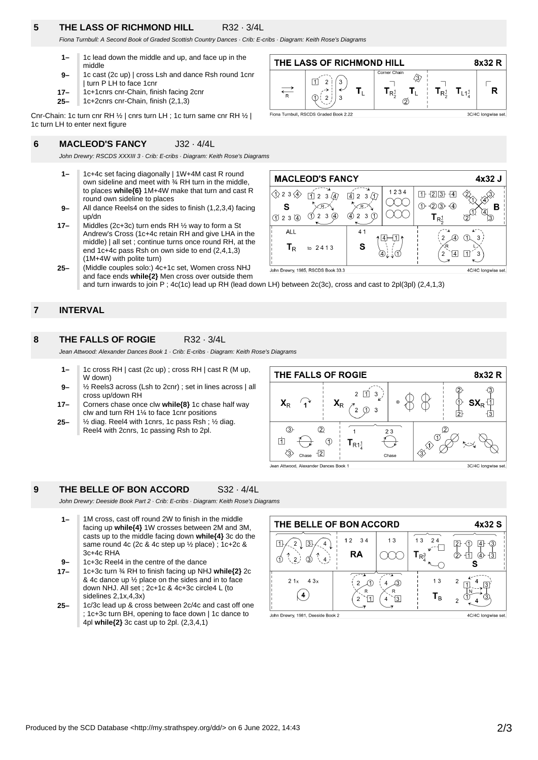## 5 THE LASS OF RICHMOND HILL R32 · 3/4L

*Fiona Turnbull: A Second Book of Graded Scottish Country Dances · Crib: E-cribs · Diagram: Keith Rose's Diagrams*

- **1–** 1c lead down the middle and up, and face up in the middle
- **9–** 1c cast (2c up) | cross Lsh and dance Rsh round 1cnr | turn P LH to face 1cnr
- **17–** 1c+1cnrs cnr-Chain, finish facing 2cnr
- **25–** 1c+2cnrs cnr-Chain, finish (2,1,3)

Cnr-Chain: 1c turn cnr RH ½ | cnrs turn LH ; 1c turn same cnr RH ½ | 1c turn LH to enter next figure

## 6 MACLEOD'S FANCY J32 · 4/4L

*John Drewry: RSCDS XXXIII 3 · Crib: E-cribs · Diagram: Keith Rose's Diagrams*

- **1–** 1c+4c set facing diagonally | 1W+4M cast R round own sideline and meet with ¾ RH turn in the middle, to places **while{6}** 1M+4W make that turn and cast R round own sideline to places
- **9–** All dance Reels4 on the sides to finish (1,2,3,4) facing up/dn
- **17–** Middles (2c+3c) turn ends RH ½ way to form a St Andrew's Cross (1c+4c retain RH and give LHA in the middle) | all set ; continue turns once round RH, at the end 1c+4c pass Rsh on own side to end (2,4,1,3) (1M+4W with polite turn)
- **25–** (Middle couples solo:) 4c+1c set, Women cross NHJ and face ends **while{2}** Men cross over outside them and turn inwards to join P ; 4c(1c) lead up RH (lead down LH) between 2c(3c), cross and cast to 2pl(3pl) (2,4,1,3)

## 7 INTERVAL

## 8 THE FALLS OF ROGIE R32 · 3/4L

*Jean Attwood: Alexander Dances Book 1 · Crib: E-cribs · Diagram: Keith Rose's Diagrams*

- **1–** 1c cross RH | cast (2c up) ; cross RH | cast R (M up, W down)
- **9–** ½ Reels3 across (Lsh to 2cnr) ; set in lines across | all cross up/down RH
- **17–** Corners chase once clw **while{8}** 1c chase half way clw and turn RH 1¼ to face 1cnr positions
- **25–** ½ diag. Reel4 with 1cnrs, 1c pass Rsh ; ½ diag. Reel4 with 2cnrs, 1c passing Rsh to 2pl.

## 9 THE BELLE OF BON ACCORD S32 · 4/4L

*John Drewry: Deeside Book Part 2 · Crib: E-cribs · Diagram: Keith Rose's Diagrams*

- **1–** 1M cross, cast off round 2W to finish in the middle facing up **while{4}** 1W crosses between 2M and 3M, casts up to the middle facing down **while{4}** 3c do the same round 4c (2c & 4c step up ½ place) ; 1c+2c & 3c+4c RHA
- **9–** 1c+3c Reel4 in the centre of the dance
- **17–** 1c+3c turn ¾ RH to finish facing up NHJ **while{2}** 2c & 4c dance up ½ place on the sides and in to face down NHJ. All set ; 2c+1c & 4c+3c circle4 L (to sidelines 2,1x,4,3x)
- **25–** 1c/3c lead up & cross between 2c/4c and cast off one ; 1c+3c turn BH, opening to face down | 1c dance to 4pl **while{2}** 3c cast up to 2pl. (2,3,4,1)

Produced by the SCD Database <http://my.strathspey.org/dd/> on 6 June 2022, 14:43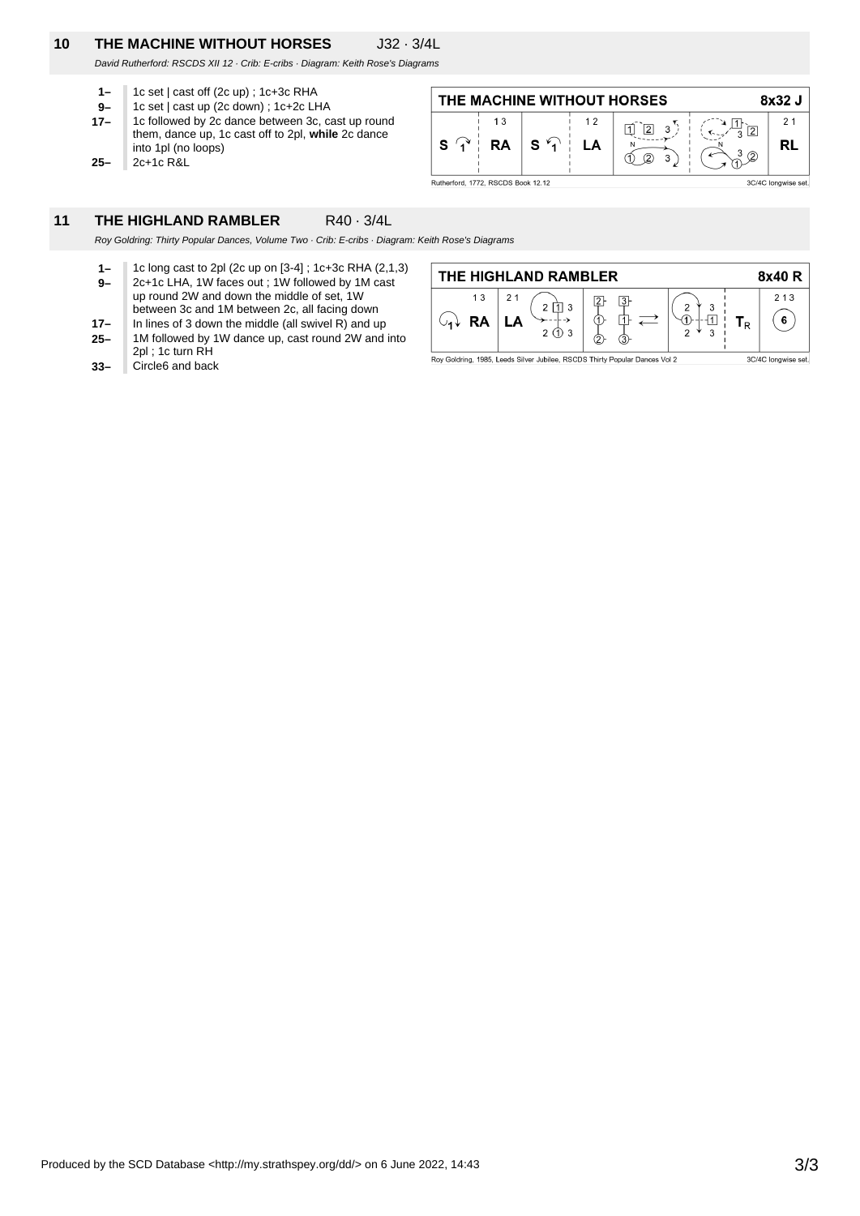## 10 THE MACHINE WITHOUT HORSES J32 · 3/4L

*David Rutherford: RSCDS XII 12 · Crib: E-cribs · Diagram: Keith Rose's Diagrams*

- **1–** 1c set | cast off (2c up) ; 1c+3c RHA
- **9–** 1c set | cast up (2c down) ; 1c+2c LHA
- **17–** 1c followed by 2c dance between 3c, cast up round them, dance up, 1c cast off to 2pl, **while** 2c dance into 1pl (no loops)
- **25–** 2c+1c R&L

THE MACHINE WITHOUT HORSES 8x32 J

S | 1 3 RA | S | 1 2 LA | | | 2 1 RL

Rutherford, 1772, RSCDS Book 12.12 — 3C/4C longwise set.

## 11 THE HIGHLAND RAMBLER R40 · 3/4L

*Roy Goldring: Thirty Popular Dances, Volume Two · Crib: E-cribs · Diagram: Keith Rose's Diagrams*

- **1–** 1c long cast to 2pl (2c up on [3-4] ; 1c+3c RHA (2,1,3)
- **9–** 2c+1c LHA, 1W faces out ; 1W followed by 1M cast up round 2W and down the middle of set, 1W between 3c and 1M between 2c, all facing down
- **17–** In lines of 3 down the middle (all swivel R) and up
- **25–** 1M followed by 1W dance up, cast round 2W and into 2pl ; 1c turn RH
- **33–** Circle6 and back

THE HIGHLAND RAMBLER 8x40 R

1 3 RA | 2 1 LA | | | | $T_R$ | 2 1 3 6

Roy Goldring, 1985, Leeds Silver Jubilee, RSCDS Thirty Popular Dances Vol 2 — 3C/4C longwise set.